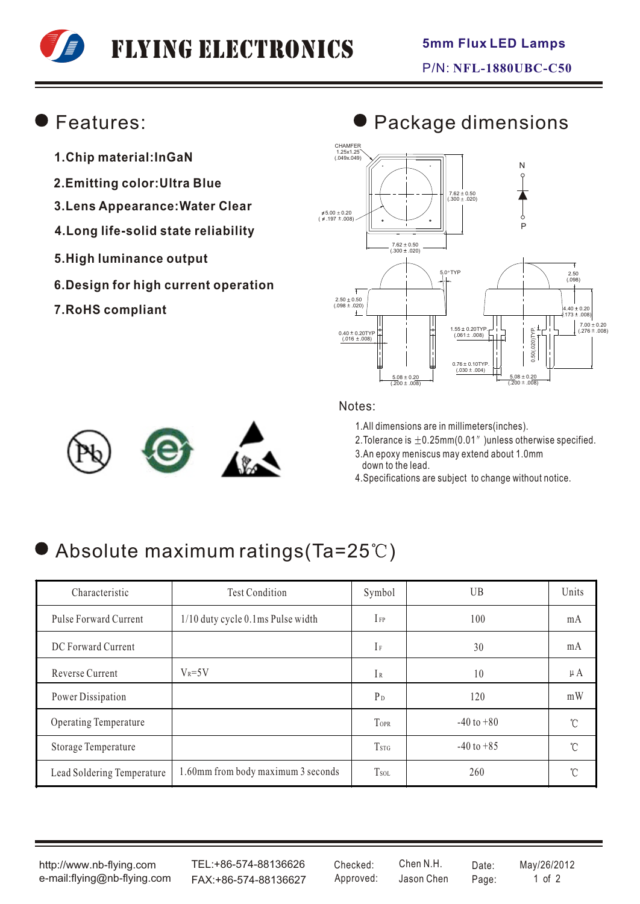# FLYING ELECTRONICS

**5mm Flux LED Lamps**

P/N: **NFL-1880UBC-C50**

## Features:

1. **Chip material:InGaN**
2. **Emitting color:Ultra Blue**
3. **Lens Appearance:Water Clear**
4. **Long life-solid state reliability**
5. **High luminance output**
6. **Design for high current operation**
7. **RoHS compliant**

## Package dimensions

CHAMFER 1.25x1.25 (.049x.049)

7.62 ± 0.50 (.300 ± .020)

ø5.00 ± 0.20 ( ø.197 ± .008)

7.62 ± 0.50 (.300 ± .020)

N

P

5.0°TYP

2.50 (.098)

2.50 ± 0.50 (.098 ± .020)

4.40 ± 0.20 (.173 ± .008)

0.40 ± 0.20TYP (.016 ± .008)

1.55 ± 0.20TYP (.061 ± .008)

0.50(.020)TYP

7.00 ± 0.20 (.276 ± .008)

0.76 ± 0.10TYP (.030 ± .004)

5.08 ± 0.20 (.200 ± .008)

5.08 ± 0.20 (.200 ± .008)

Notes:

1. All dimensions are in millimeters(inches).
2. Tolerance is ±0.25mm(0.01″ )unless otherwise specified.
3. An epoxy meniscus may extend about 1.0mm down to the lead.
4. Specifications are subject to change without notice.

## Absolute maximum ratings(Ta=25℃)

| Characteristic | Test Condition | Symbol | UB | Units |
|---|---|---|---|---|
| Pulse Forward Current | 1/10 duty cycle 0.1ms Pulse width | $I_{FP}$ | 100 | mA |
| DC Forward Current | | $I_F$ | 30 | mA |
| Reverse Current | $V_R$=5V | $I_R$ | 10 | μA |
| Power Dissipation | | $P_D$ | 120 | mW |
| Operating Temperature | | $T_{OPR}$ | -40 to +80 | ℃ |
| Storage Temperature | | $T_{STG}$ | -40 to +85 | ℃ |
| Lead Soldering Temperature | 1.60mm from body maximum 3 seconds | $T_{SOL}$ | 260 | ℃ |

http://www.nb-flying.com
e-mail:flying@nb-flying.com

TEL:+86-574-88136626
FAX:+86-574-88136627

Checked: Chen N.H.
Approved: Jason Chen

Date: May/26/2012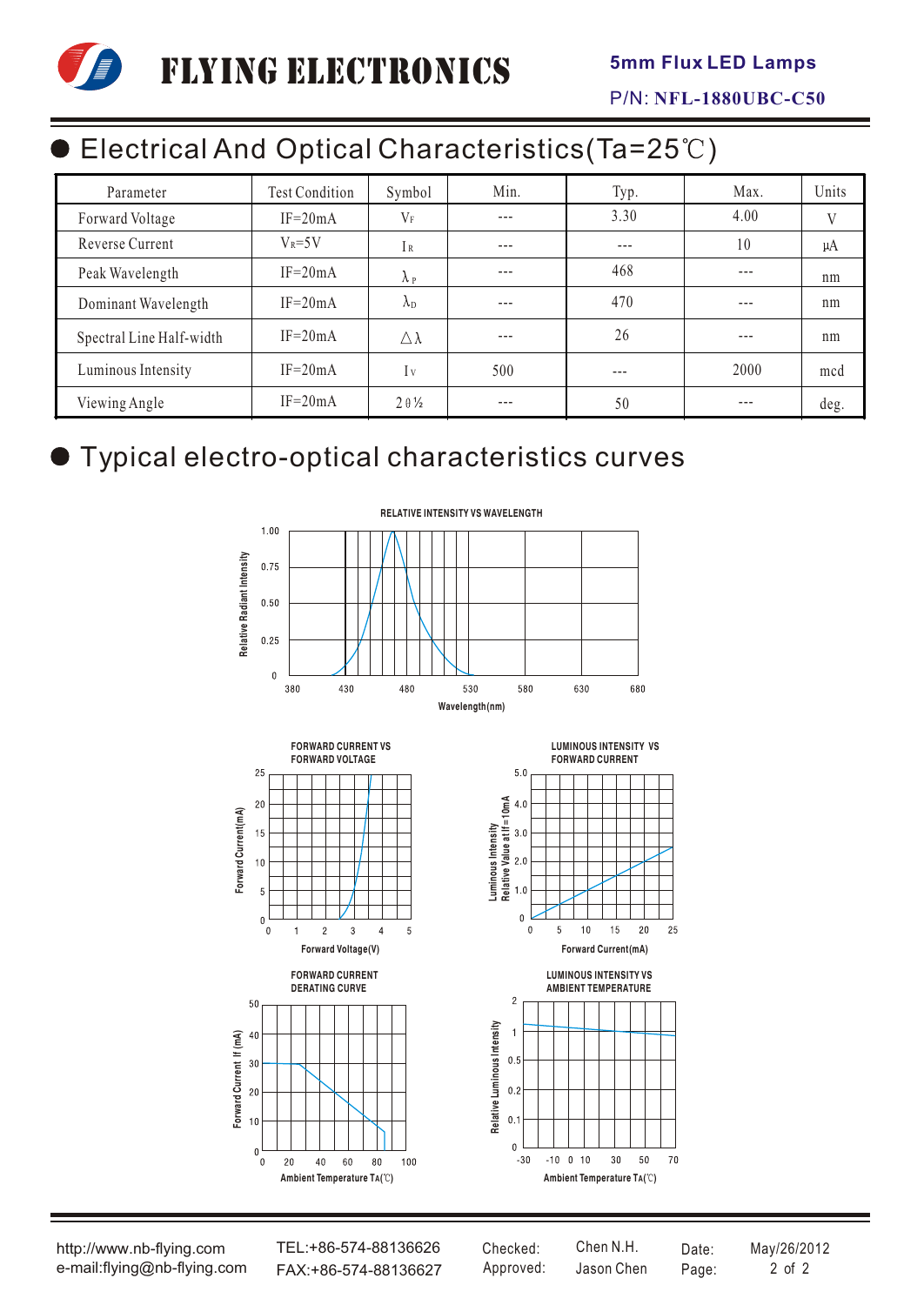# FLYING ELECTRONICS

5mm Flux LED Lamps

P/N: NFL-1880UBC-C50

## Electrical And Optical Characteristics(Ta=25℃)

| Parameter | Test Condition | Symbol | Min. | Typ. | Max. | Units |
|---|---|---|---|---|---|---|
| Forward Voltage | IF=20mA | $V_F$ | --- | 3.30 | 4.00 | V |
| Reverse Current | $V_R$=5V | $I_R$ | --- | --- | 10 | μA |
| Peak Wavelength | IF=20mA | $\lambda_P$ | --- | 468 | --- | nm |
| Dominant Wavelength | IF=20mA | $\lambda_D$ | --- | 470 | --- | nm |
| Spectral Line Half-width | IF=20mA | $\triangle\lambda$ | --- | 26 | --- | nm |
| Luminous Intensity | IF=20mA | $I_V$ | 500 | --- | 2000 | mcd |
| Viewing Angle | IF=20mA | $2\theta½$ | --- | 50 | --- | deg. |

## Typical electro-optical characteristics curves

RELATIVE INTENSITY VS WAVELENGTH

Relative Radiant Intensity

1.00
0.75
0.50
0.25
0

380 430 480 530 580 630 680

Wavelength(nm)

FORWARD CURRENT VS FORWARD VOLTAGE

Forward Current(mA)

25
20
15
10
5
0

0 1 2 3 4 5

Forward Voltage(V)

LUMINOUS INTENSITY VS FORWARD CURRENT

Luminous Intensity Relative Value at If=10mA

5.0
4.0
3.0
2.0
1.0
0

0 5 10 15 20 25

Forward Current(mA)

FORWARD CURRENT DERATING CURVE

Forward Current If (mA)

50
40
30
20
10
0

0 20 40 60 80 100

Ambient Temperature TA(℃)

LUMINOUS INTENSITY VS AMBIENT TEMPERATURE

Relative Luminous Intensity

2
1
0.5
0.2
0.1
0

-30 -10 0 10 30 50 70

Ambient Temperature TA(℃)

http://www.nb-flying.com
e-mail:flying@nb-flying.com

TEL:+86-574-88136626
FAX:+86-574-88136627

Checked: Chen N.H.
Approved: Jason Chen

Date: May/26/2012